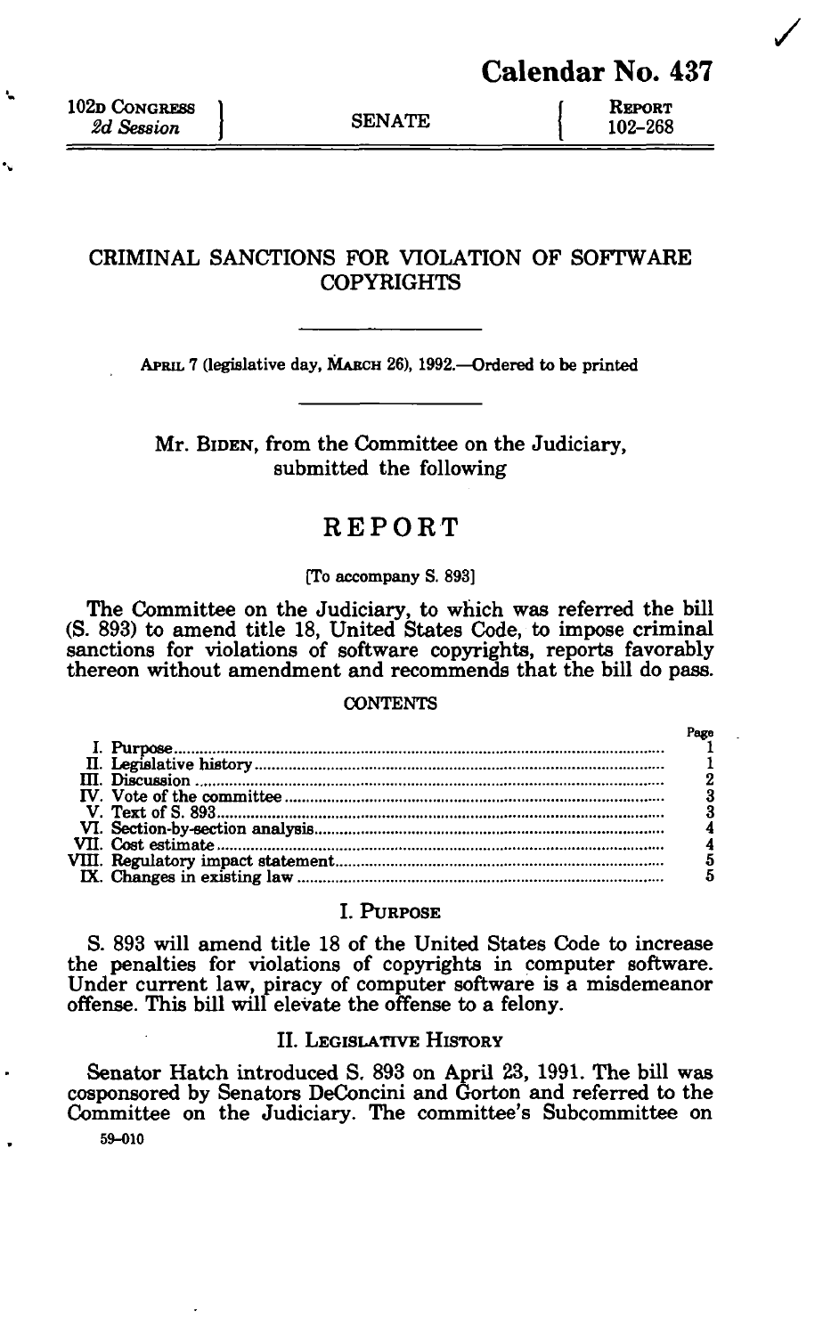# Calendar No. 437

| 102D CONGRESS *2d Session* | SENATE | REPORT 102–268 |
|---|---|---|

## CRIMINAL SANCTIONS FOR VIOLATION OF SOFTWARE COPYRIGHTS

APRIL 7 (legislative day, MARCH 26), 1992.—Ordered to be printed

Mr. BIDEN, from the Committee on the Judiciary, submitted the following

## REPORT

[To accompany S. 893]

The Committee on the Judiciary, to which was referred the bill (S. 893) to amend title 18, United States Code, to impose criminal sanctions for violations of software copyrights, reports favorably thereon without amendment and recommends that the bill do pass.

CONTENTS

| | Page |
|---|---|
| I. Purpose | 1 |
| II. Legislative history | 1 |
| III. Discussion | 2 |
| IV. Vote of the committee | 3 |
| V. Text of S. 893 | 3 |
| VI. Section-by-section analysis | 4 |
| VII. Cost estimate | 4 |
| VIII. Regulatory impact statement | 5 |
| IX. Changes in existing law | 5 |

### I. PURPOSE

S. 893 will amend title 18 of the United States Code to increase the penalties for violations of copyrights in computer software. Under current law, piracy of computer software is a misdemeanor offense. This bill will elevate the offense to a felony.

### II. LEGISLATIVE HISTORY

Senator Hatch introduced S. 893 on April 23, 1991. The bill was cosponsored by Senators DeConcini and Gorton and referred to the Committee on the Judiciary. The committee's Subcommittee on

59–010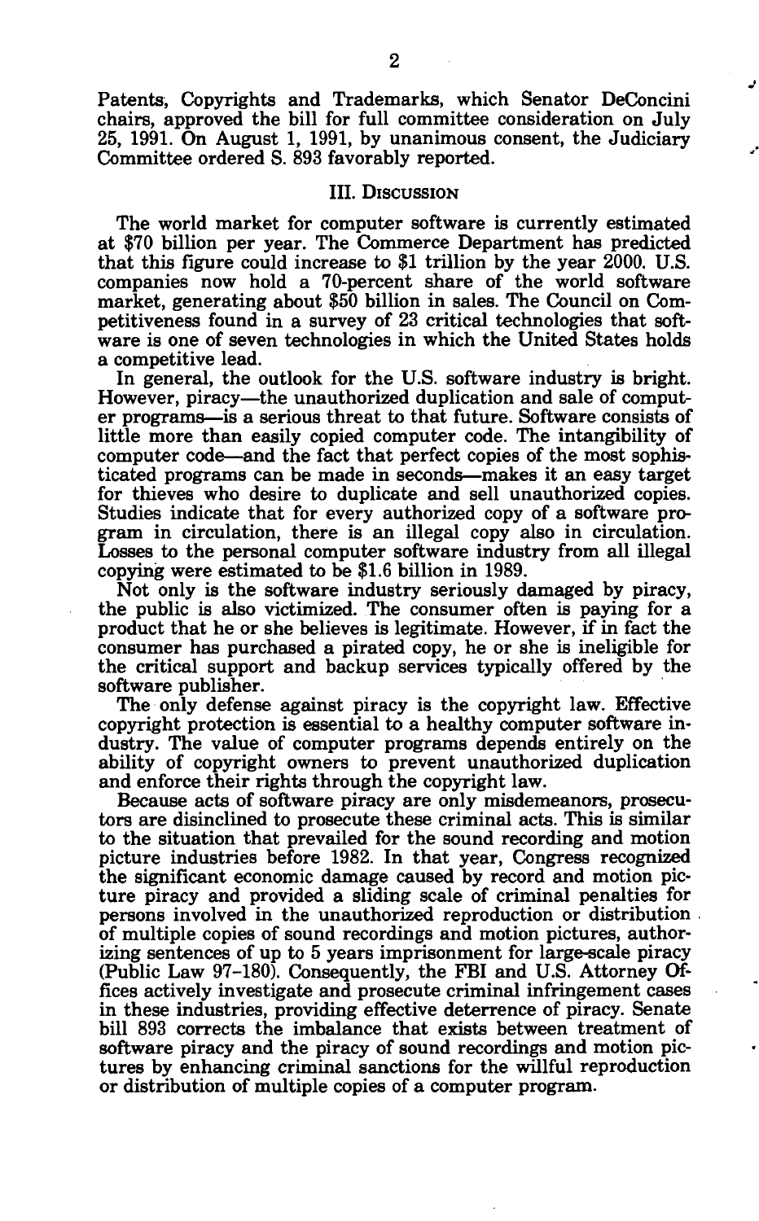Patents, Copyrights and Trademarks, which Senator DeConcini chairs, approved the bill for full committee consideration on July 25, 1991. On August 1, 1991, by unanimous consent, the Judiciary Committee ordered S. 893 favorably reported.

## III. Discussion

The world market for computer software is currently estimated at $70 billion per year. The Commerce Department has predicted that this figure could increase to $1 trillion by the year 2000. U.S. companies now hold a 70-percent share of the world software market, generating about $50 billion in sales. The Council on Competitiveness found in a survey of 23 critical technologies that software is one of seven technologies in which the United States holds a competitive lead.

In general, the outlook for the U.S. software industry is bright. However, piracy—the unauthorized duplication and sale of computer programs—is a serious threat to that future. Software consists of little more than easily copied computer code. The intangibility of computer code—and the fact that perfect copies of the most sophisticated programs can be made in seconds—makes it an easy target for thieves who desire to duplicate and sell unauthorized copies. Studies indicate that for every authorized copy of a software program in circulation, there is an illegal copy also in circulation. Losses to the personal computer software industry from all illegal copying were estimated to be $1.6 billion in 1989.

Not only is the software industry seriously damaged by piracy, the public is also victimized. The consumer often is paying for a product that he or she believes is legitimate. However, if in fact the consumer has purchased a pirated copy, he or she is ineligible for the critical support and backup services typically offered by the software publisher.

The only defense against piracy is the copyright law. Effective copyright protection is essential to a healthy computer software industry. The value of computer programs depends entirely on the ability of copyright owners to prevent unauthorized duplication and enforce their rights through the copyright law.

Because acts of software piracy are only misdemeanors, prosecutors are disinclined to prosecute these criminal acts. This is similar to the situation that prevailed for the sound recording and motion picture industries before 1982. In that year, Congress recognized the significant economic damage caused by record and motion picture piracy and provided a sliding scale of criminal penalties for persons involved in the unauthorized reproduction or distribution of multiple copies of sound recordings and motion pictures, authorizing sentences of up to 5 years imprisonment for large-scale piracy (Public Law 97-180). Consequently, the FBI and U.S. Attorney Offices actively investigate and prosecute criminal infringement cases in these industries, providing effective deterrence of piracy. Senate bill 893 corrects the imbalance that exists between treatment of software piracy and the piracy of sound recordings and motion pictures by enhancing criminal sanctions for the willful reproduction or distribution of multiple copies of a computer program.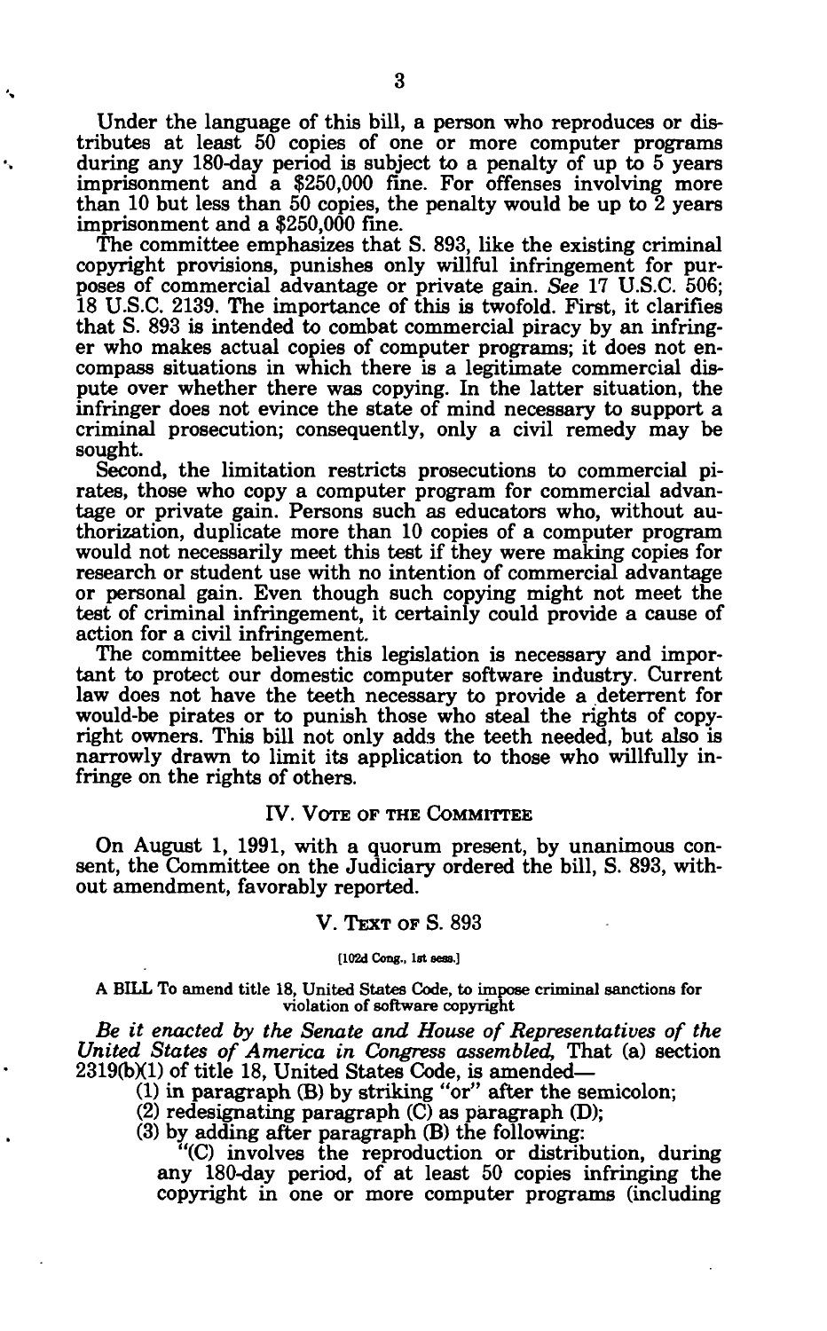Under the language of this bill, a person who reproduces or distributes at least 50 copies of one or more computer programs during any 180-day period is subject to a penalty of up to 5 years imprisonment and a $250,000 fine. For offenses involving more than 10 but less than 50 copies, the penalty would be up to 2 years imprisonment and a $250,000 fine.

The committee emphasizes that S. 893, like the existing criminal copyright provisions, punishes only willful infringement for purposes of commercial advantage or private gain. *See* 17 U.S.C. 506; 18 U.S.C. 2139. The importance of this is twofold. First, it clarifies that S. 893 is intended to combat commercial piracy by an infringer who makes actual copies of computer programs; it does not encompass situations in which there is a legitimate commercial dispute over whether there was copying. In the latter situation, the infringer does not evince the state of mind necessary to support a criminal prosecution; consequently, only a civil remedy may be sought.

Second, the limitation restricts prosecutions to commercial pirates, those who copy a computer program for commercial advantage or private gain. Persons such as educators who, without authorization, duplicate more than 10 copies of a computer program would not necessarily meet this test if they were making copies for research or student use with no intention of commercial advantage or personal gain. Even though such copying might not meet the test of criminal infringement, it certainly could provide a cause of action for a civil infringement.

The committee believes this legislation is necessary and important to protect our domestic computer software industry. Current law does not have the teeth necessary to provide a deterrent for would-be pirates or to punish those who steal the rights of copyright owners. This bill not only adds the teeth needed, but also is narrowly drawn to limit its application to those who willfully infringe on the rights of others.

## IV. Vote of the Committee

On August 1, 1991, with a quorum present, by unanimous consent, the Committee on the Judiciary ordered the bill, S. 893, without amendment, favorably reported.

## V. Text of S. 893

[102d Cong., 1st sess.]

A BILL To amend title 18, United States Code, to impose criminal sanctions for violation of software copyright

*Be it enacted by the Senate and House of Representatives of the United States of America in Congress assembled,* That (a) section 2319(b)(1) of title 18, United States Code, is amended—

(1) in paragraph (B) by striking "or" after the semicolon;

(2) redesignating paragraph (C) as paragraph (D);

(3) by adding after paragraph (B) the following:

"(C) involves the reproduction or distribution, during any 180-day period, of at least 50 copies infringing the copyright in one or more computer programs (including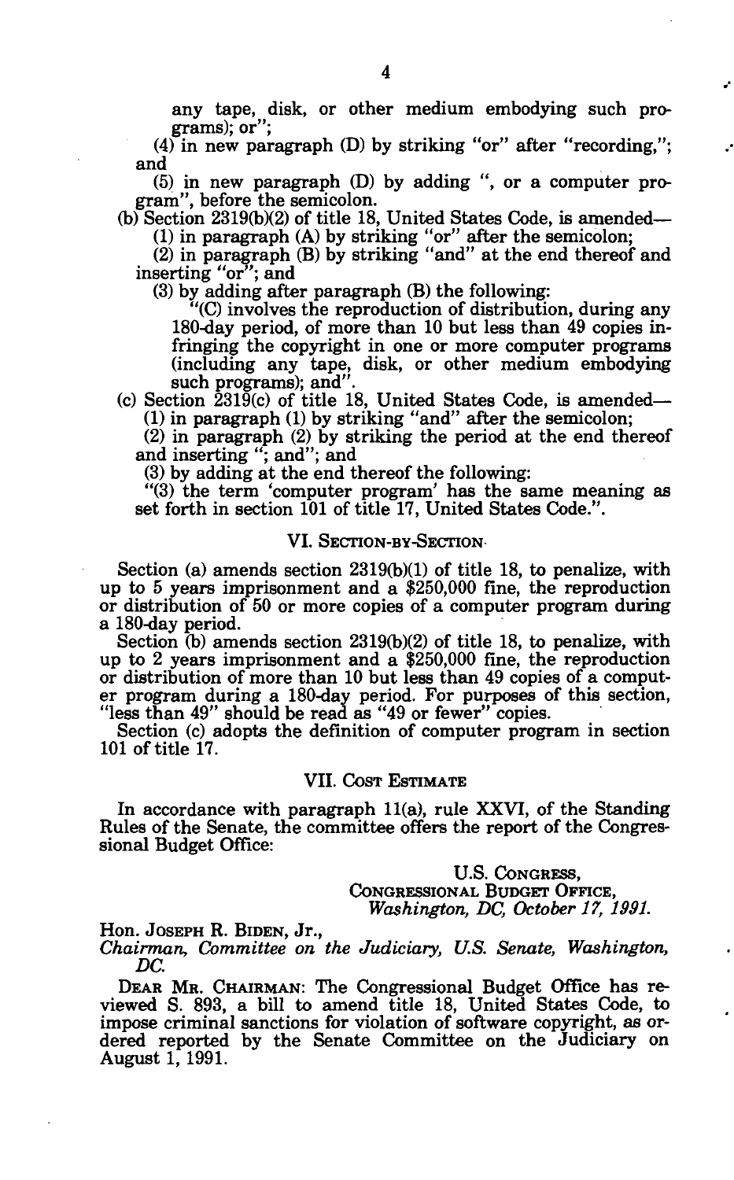any tape, disk, or other medium embodying such programs); or";

(4) in new paragraph (D) by striking "or" after "recording,"; and

(5) in new paragraph (D) by adding ", or a computer program", before the semicolon.

(b) Section 2319(b)(2) of title 18, United States Code, is amended—

(1) in paragraph (A) by striking "or" after the semicolon;

(2) in paragraph (B) by striking "and" at the end thereof and inserting "or"; and

(3) by adding after paragraph (B) the following:

"(C) involves the reproduction of distribution, during any 180-day period, of more than 10 but less than 49 copies infringing the copyright in one or more computer programs (including any tape, disk, or other medium embodying such programs); and".

(c) Section 2319(c) of title 18, United States Code, is amended—

(1) in paragraph (1) by striking "and" after the semicolon;

(2) in paragraph (2) by striking the period at the end thereof and inserting "; and"; and

(3) by adding at the end thereof the following:

"(3) the term 'computer program' has the same meaning as set forth in section 101 of title 17, United States Code.".

## VI. Section-by-Section

Section (a) amends section 2319(b)(1) of title 18, to penalize, with up to 5 years imprisonment and a $250,000 fine, the reproduction or distribution of 50 or more copies of a computer program during a 180-day period.

Section (b) amends section 2319(b)(2) of title 18, to penalize, with up to 2 years imprisonment and a $250,000 fine, the reproduction or distribution of more than 10 but less than 49 copies of a computer program during a 180-day period. For purposes of this section, "less than 49" should be read as "49 or fewer" copies.

Section (c) adopts the definition of computer program in section 101 of title 17.

## VII. Cost Estimate

In accordance with paragraph 11(a), rule XXVI, of the Standing Rules of the Senate, the committee offers the report of the Congressional Budget Office:

U.S. Congress,
Congressional Budget Office,
*Washington, DC, October 17, 1991.*

Hon. Joseph R. Biden, Jr.,
*Chairman, Committee on the Judiciary, U.S. Senate, Washington, DC.*

Dear Mr. Chairman: The Congressional Budget Office has reviewed S. 893, a bill to amend title 18, United States Code, to impose criminal sanctions for violation of software copyright, as ordered reported by the Senate Committee on the Judiciary on August 1, 1991.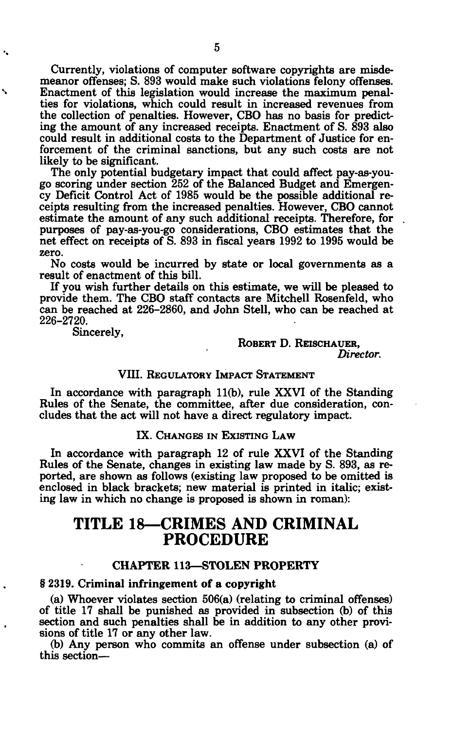Currently, violations of computer software copyrights are misdemeanor offenses; S. 893 would make such violations felony offenses. Enactment of this legislation would increase the maximum penalties for violations, which could result in increased revenues from the collection of penalties. However, CBO has no basis for predicting the amount of any increased receipts. Enactment of S. 893 also could result in additional costs to the Department of Justice for enforcement of the criminal sanctions, but any such costs are not likely to be significant.

The only potential budgetary impact that could affect pay-as-you-go scoring under section 252 of the Balanced Budget and Emergency Deficit Control Act of 1985 would be the possible additional receipts resulting from the increased penalties. However, CBO cannot estimate the amount of any such additional receipts. Therefore, for purposes of pay-as-you-go considerations, CBO estimates that the net effect on receipts of S. 893 in fiscal years 1992 to 1995 would be zero.

No costs would be incurred by state or local governments as a result of enactment of this bill.

If you wish further details on this estimate, we will be pleased to provide them. The CBO staff contacts are Mitchell Rosenfeld, who can be reached at 226-2860, and John Stell, who can be reached at 226-2720.

Sincerely,

ROBERT D. REISCHAUER,
*Director.*

### VIII. REGULATORY IMPACT STATEMENT

In accordance with paragraph 11(b), rule XXVI of the Standing Rules of the Senate, the committee, after due consideration, concludes that the act will not have a direct regulatory impact.

### IX. CHANGES IN EXISTING LAW

In accordance with paragraph 12 of rule XXVI of the Standing Rules of the Senate, changes in existing law made by S. 893, as reported, are shown as follows (existing law proposed to be omitted is enclosed in black brackets; new material is printed in italic; existing law in which no change is proposed is shown in roman):

# TITLE 18—CRIMES AND CRIMINAL PROCEDURE

## CHAPTER 113—STOLEN PROPERTY

**§ 2319. Criminal infringement of a copyright**

(a) Whoever violates section 506(a) (relating to criminal offenses) of title 17 shall be punished as provided in subsection (b) of this section and such penalties shall be in addition to any other provisions of title 17 or any other law.

(b) Any person who commits an offense under subsection (a) of this section—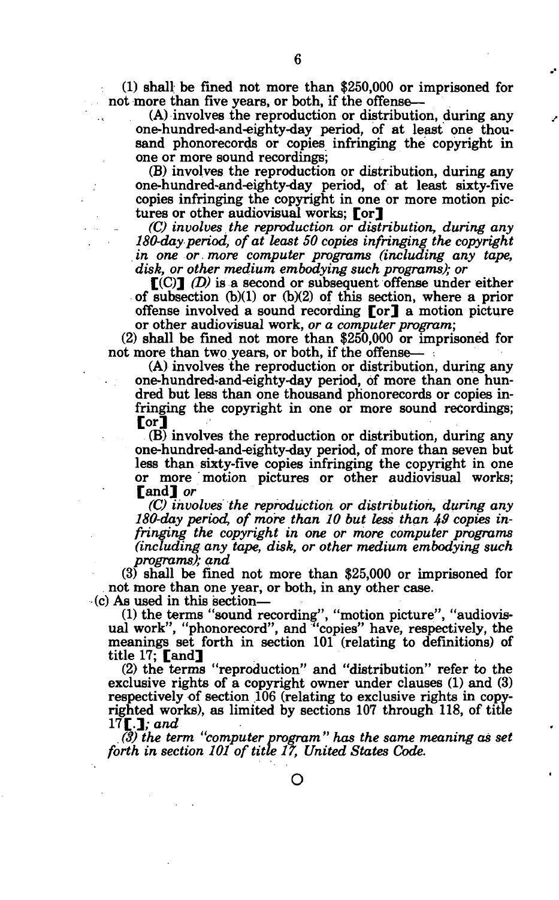(1) shall be fined not more than $250,000 or imprisoned for not more than five years, or both, if the offense—

(A) involves the reproduction or distribution, during any one-hundred-and-eighty-day period, of at least one thousand phonorecords or copies infringing the copyright in one or more sound recordings;

(B) involves the reproduction or distribution, during any one-hundred-and-eighty-day period, of at least sixty-five copies infringing the copyright in one or more motion pictures or other audiovisual works; [or]

*(C) involves the reproduction or distribution, during any 180-day period, of at least 50 copies infringing the copyright in one or more computer programs (including any tape, disk, or other medium embodying such programs); or*

[(C)] *(D)* is a second or subsequent offense under either of subsection (b)(1) or (b)(2) of this section, where a prior offense involved a sound recording [or] a motion picture or other audiovisual work, *or a computer program;*

(2) shall be fined not more than $250,000 or imprisoned for not more than two years, or both, if the offense—

(A) involves the reproduction or distribution, during any one-hundred-and-eighty-day period, of more than one hundred but less than one thousand phonorecords or copies infringing the copyright in one or more sound recordings; [or]

(B) involves the reproduction or distribution, during any one-hundred-and-eighty-day period, of more than seven but less than sixty-five copies infringing the copyright in one or more motion pictures or other audiovisual works; [and] *or*

*(C) involves the reproduction or distribution, during any 180-day period, of more than 10 but less than 49 copies infringing the copyright in one or more computer programs (including any tape, disk, or other medium embodying such programs); and*

(3) shall be fined not more than $25,000 or imprisoned for not more than one year, or both, in any other case.

(c) As used in this section—

(1) the terms "sound recording", "motion picture", "audiovisual work", "phonorecord", and "copies" have, respectively, the meanings set forth in section 101 (relating to definitions) of title 17; [and]

(2) the terms "reproduction" and "distribution" refer to the exclusive rights of a copyright owner under clauses (1) and (3) respectively of section 106 (relating to exclusive rights in copyrighted works), as limited by sections 107 through 118, of title 17[.]*; and*

*(3) the term "computer program" has the same meaning as set forth in section 101 of title 17, United States Code.*

O